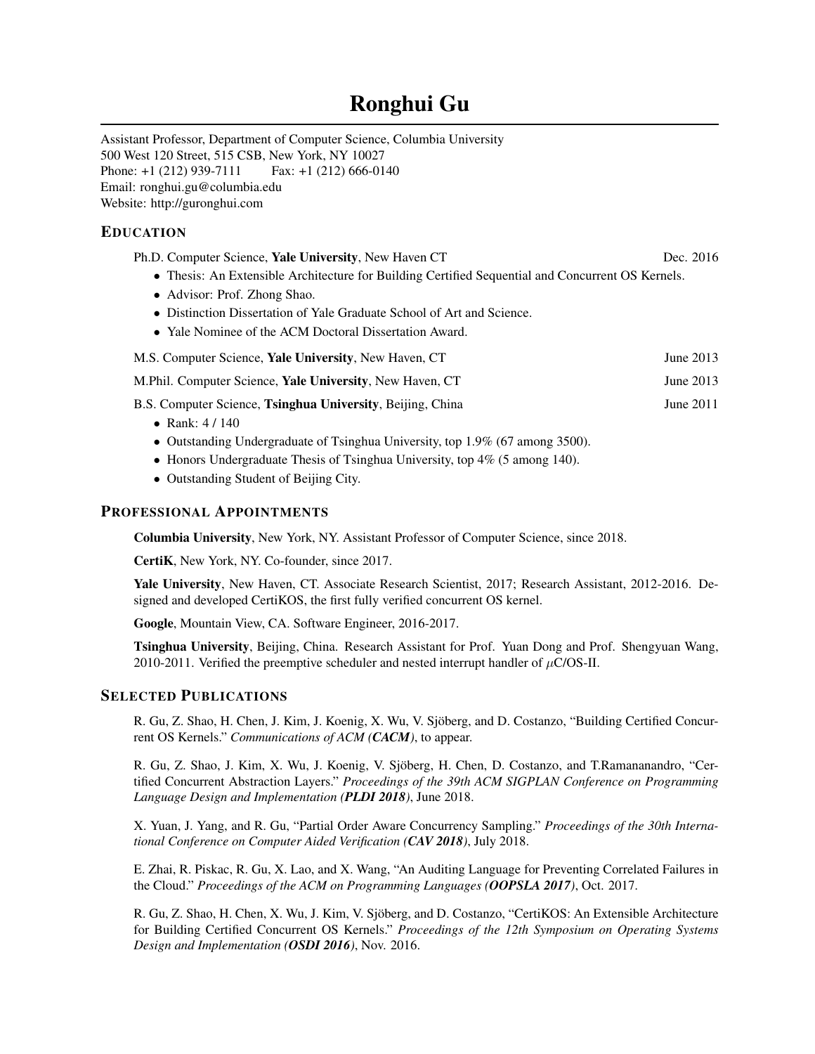# Ronghui Gu

Assistant Professor, Department of Computer Science, Columbia University
500 West 120 Street, 515 CSB, New York, NY 10027
Phone: +1 (212) 939-7111  Fax: +1 (212) 666-0140
Email: ronghui.gu@columbia.edu
Website: http://guronghui.com

## EDUCATION

Ph.D. Computer Science, **Yale University**, New Haven CT — Dec. 2016

- Thesis: An Extensible Architecture for Building Certified Sequential and Concurrent OS Kernels.
- Advisor: Prof. Zhong Shao.
- Distinction Dissertation of Yale Graduate School of Art and Science.
- Yale Nominee of the ACM Doctoral Dissertation Award.

M.S. Computer Science, **Yale University**, New Haven, CT — June 2013

M.Phil. Computer Science, **Yale University**, New Haven, CT — June 2013

B.S. Computer Science, **Tsinghua University**, Beijing, China — June 2011

- Rank: 4 / 140
- Outstanding Undergraduate of Tsinghua University, top 1.9% (67 among 3500).
- Honors Undergraduate Thesis of Tsinghua University, top 4% (5 among 140).
- Outstanding Student of Beijing City.

## PROFESSIONAL APPOINTMENTS

**Columbia University**, New York, NY. Assistant Professor of Computer Science, since 2018.

**CertiK**, New York, NY. Co-founder, since 2017.

**Yale University**, New Haven, CT. Associate Research Scientist, 2017; Research Assistant, 2012-2016. Designed and developed CertiKOS, the first fully verified concurrent OS kernel.

**Google**, Mountain View, CA. Software Engineer, 2016-2017.

**Tsinghua University**, Beijing, China. Research Assistant for Prof. Yuan Dong and Prof. Shengyuan Wang, 2010-2011. Verified the preemptive scheduler and nested interrupt handler of $\mu$C/OS-II.

## SELECTED PUBLICATIONS

R. Gu, Z. Shao, H. Chen, J. Kim, J. Koenig, X. Wu, V. Sjöberg, and D. Costanzo, "Building Certified Concurrent OS Kernels." *Communications of ACM (**CACM**)*, to appear.

R. Gu, Z. Shao, J. Kim, X. Wu, J. Koenig, V. Sjöberg, H. Chen, D. Costanzo, and T.Ramananandro, "Certified Concurrent Abstraction Layers." *Proceedings of the 39th ACM SIGPLAN Conference on Programming Language Design and Implementation (**PLDI 2018**)*, June 2018.

X. Yuan, J. Yang, and R. Gu, "Partial Order Aware Concurrency Sampling." *Proceedings of the 30th International Conference on Computer Aided Verification (**CAV 2018**)*, July 2018.

E. Zhai, R. Piskac, R. Gu, X. Lao, and X. Wang, "An Auditing Language for Preventing Correlated Failures in the Cloud." *Proceedings of the ACM on Programming Languages (**OOPSLA 2017**)*, Oct. 2017.

R. Gu, Z. Shao, H. Chen, X. Wu, J. Kim, V. Sjöberg, and D. Costanzo, "CertiKOS: An Extensible Architecture for Building Certified Concurrent OS Kernels." *Proceedings of the 12th Symposium on Operating Systems Design and Implementation (**OSDI 2016**)*, Nov. 2016.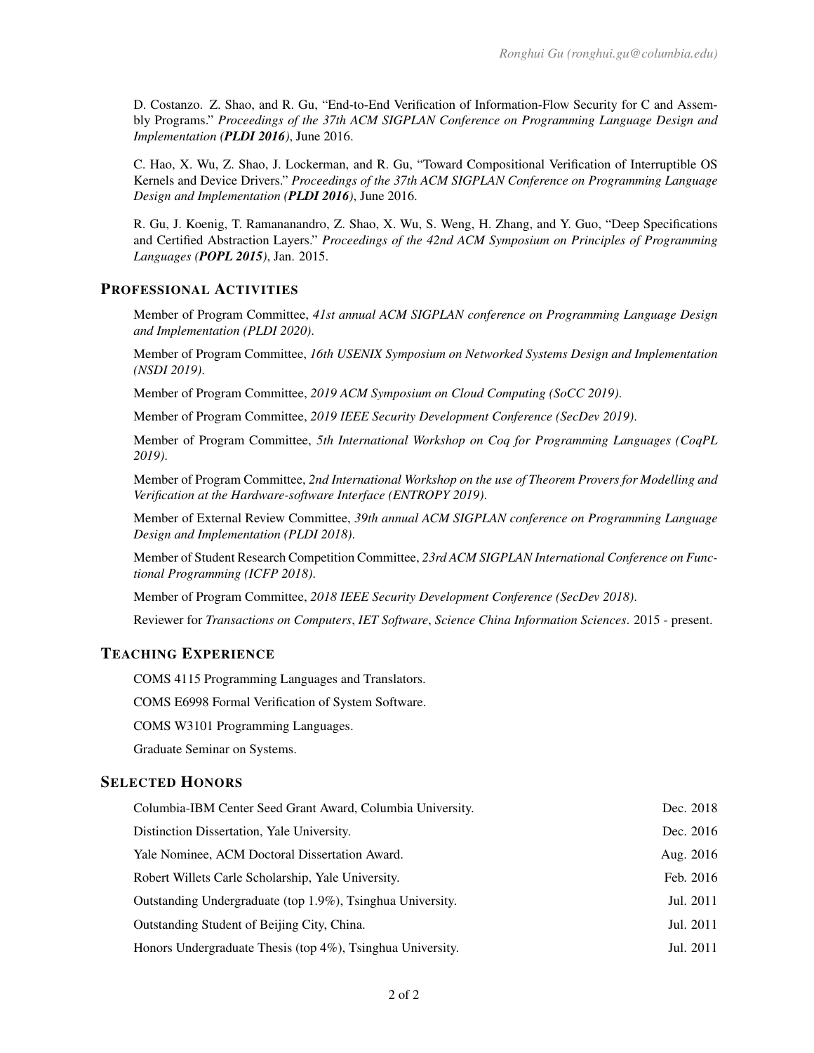D. Costanzo. Z. Shao, and R. Gu, "End-to-End Verification of Information-Flow Security for C and Assembly Programs." *Proceedings of the 37th ACM SIGPLAN Conference on Programming Language Design and Implementation (**PLDI 2016**)*, June 2016.

C. Hao, X. Wu, Z. Shao, J. Lockerman, and R. Gu, "Toward Compositional Verification of Interruptible OS Kernels and Device Drivers." *Proceedings of the 37th ACM SIGPLAN Conference on Programming Language Design and Implementation (**PLDI 2016**)*, June 2016.

R. Gu, J. Koenig, T. Ramananandro, Z. Shao, X. Wu, S. Weng, H. Zhang, and Y. Guo, "Deep Specifications and Certified Abstraction Layers." *Proceedings of the 42nd ACM Symposium on Principles of Programming Languages (**POPL 2015**)*, Jan. 2015.

## Professional Activities

Member of Program Committee, *41st annual ACM SIGPLAN conference on Programming Language Design and Implementation (PLDI 2020)*.

Member of Program Committee, *16th USENIX Symposium on Networked Systems Design and Implementation (NSDI 2019)*.

Member of Program Committee, *2019 ACM Symposium on Cloud Computing (SoCC 2019)*.

Member of Program Committee, *2019 IEEE Security Development Conference (SecDev 2019)*.

Member of Program Committee, *5th International Workshop on Coq for Programming Languages (CoqPL 2019)*.

Member of Program Committee, *2nd International Workshop on the use of Theorem Provers for Modelling and Verification at the Hardware-software Interface (ENTROPY 2019)*.

Member of External Review Committee, *39th annual ACM SIGPLAN conference on Programming Language Design and Implementation (PLDI 2018)*.

Member of Student Research Competition Committee, *23rd ACM SIGPLAN International Conference on Functional Programming (ICFP 2018)*.

Member of Program Committee, *2018 IEEE Security Development Conference (SecDev 2018)*.

Reviewer for *Transactions on Computers*, *IET Software*, *Science China Information Sciences*. 2015 - present.

## Teaching Experience

COMS 4115 Programming Languages and Translators.

COMS E6998 Formal Verification of System Software.

COMS W3101 Programming Languages.

Graduate Seminar on Systems.

## Selected Honors

| | |
|---|---|
| Columbia-IBM Center Seed Grant Award, Columbia University. | Dec. 2018 |
| Distinction Dissertation, Yale University. | Dec. 2016 |
| Yale Nominee, ACM Doctoral Dissertation Award. | Aug. 2016 |
| Robert Willets Carle Scholarship, Yale University. | Feb. 2016 |
| Outstanding Undergraduate (top 1.9%), Tsinghua University. | Jul. 2011 |
| Outstanding Student of Beijing City, China. | Jul. 2011 |
| Honors Undergraduate Thesis (top 4%), Tsinghua University. | Jul. 2011 |